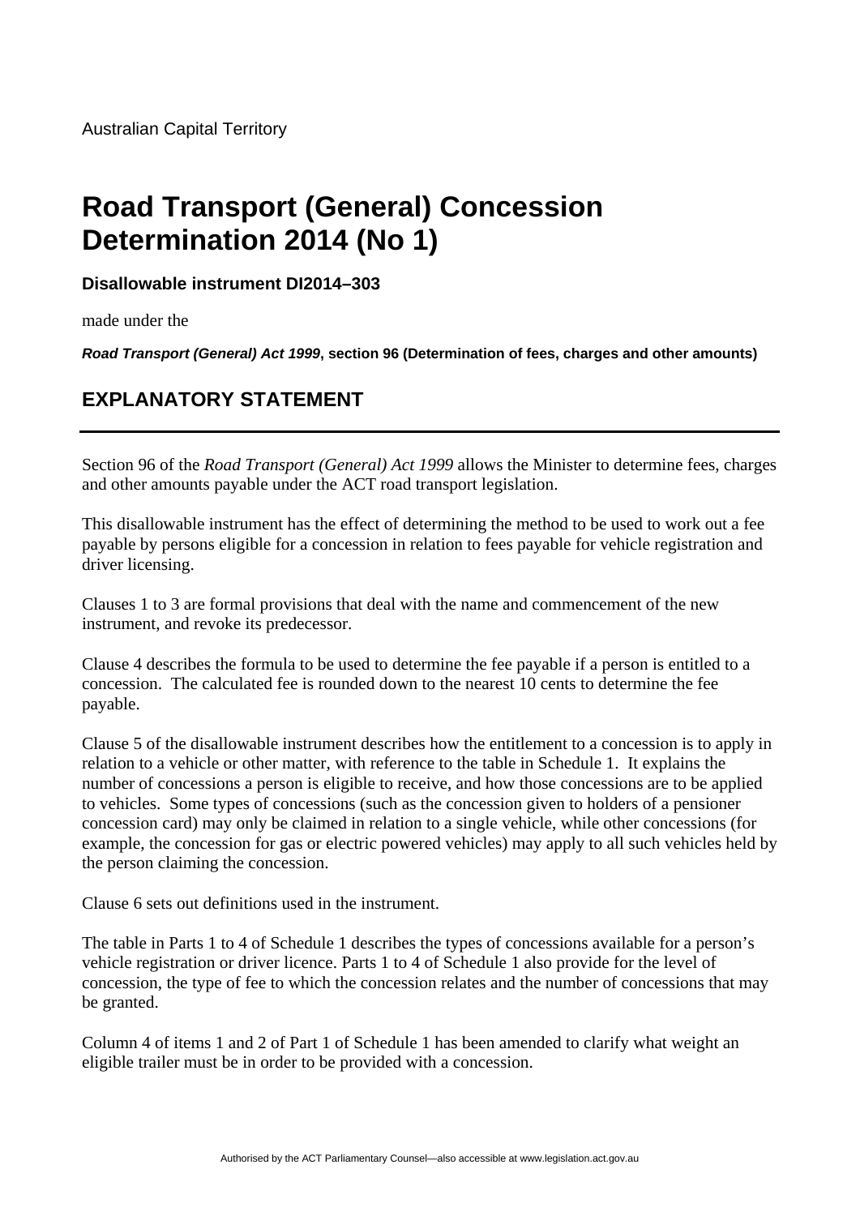Australian Capital Territory

# Road Transport (General) Concession Determination 2014 (No 1)

**Disallowable instrument DI2014–303**

made under the

***Road Transport (General) Act 1999*, section 96 (Determination of fees, charges and other amounts)**

## EXPLANATORY STATEMENT

---

Section 96 of the *Road Transport (General) Act 1999* allows the Minister to determine fees, charges and other amounts payable under the ACT road transport legislation.

This disallowable instrument has the effect of determining the method to be used to work out a fee payable by persons eligible for a concession in relation to fees payable for vehicle registration and driver licensing.

Clauses 1 to 3 are formal provisions that deal with the name and commencement of the new instrument, and revoke its predecessor.

Clause 4 describes the formula to be used to determine the fee payable if a person is entitled to a concession. The calculated fee is rounded down to the nearest 10 cents to determine the fee payable.

Clause 5 of the disallowable instrument describes how the entitlement to a concession is to apply in relation to a vehicle or other matter, with reference to the table in Schedule 1. It explains the number of concessions a person is eligible to receive, and how those concessions are to be applied to vehicles. Some types of concessions (such as the concession given to holders of a pensioner concession card) may only be claimed in relation to a single vehicle, while other concessions (for example, the concession for gas or electric powered vehicles) may apply to all such vehicles held by the person claiming the concession.

Clause 6 sets out definitions used in the instrument.

The table in Parts 1 to 4 of Schedule 1 describes the types of concessions available for a person's vehicle registration or driver licence. Parts 1 to 4 of Schedule 1 also provide for the level of concession, the type of fee to which the concession relates and the number of concessions that may be granted.

Column 4 of items 1 and 2 of Part 1 of Schedule 1 has been amended to clarify what weight an eligible trailer must be in order to be provided with a concession.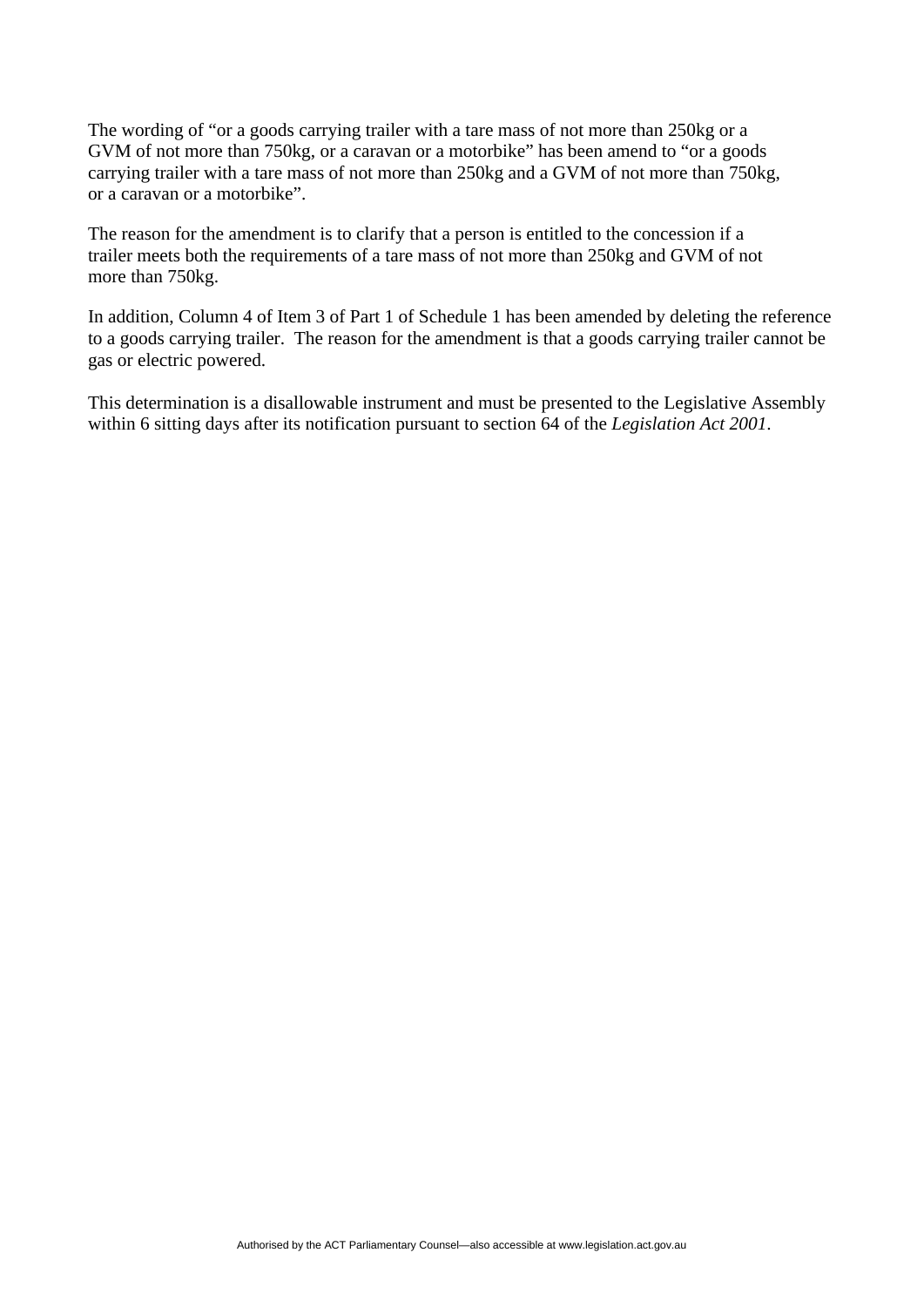The wording of "or a goods carrying trailer with a tare mass of not more than 250kg or a GVM of not more than 750kg, or a caravan or a motorbike" has been amend to "or a goods carrying trailer with a tare mass of not more than 250kg and a GVM of not more than 750kg, or a caravan or a motorbike".

The reason for the amendment is to clarify that a person is entitled to the concession if a trailer meets both the requirements of a tare mass of not more than 250kg and GVM of not more than 750kg.

In addition, Column 4 of Item 3 of Part 1 of Schedule 1 has been amended by deleting the reference to a goods carrying trailer. The reason for the amendment is that a goods carrying trailer cannot be gas or electric powered.

This determination is a disallowable instrument and must be presented to the Legislative Assembly within 6 sitting days after its notification pursuant to section 64 of the *Legislation Act 2001*.